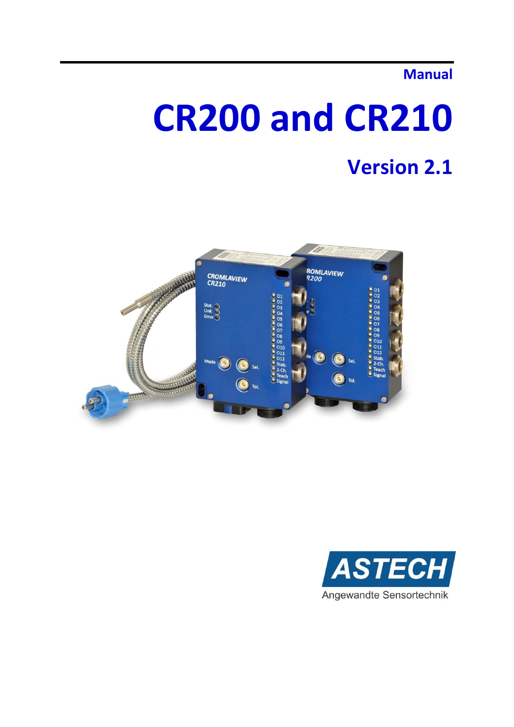Manual

# CR200 and CR210

## Version 2.1

ASTECH

Angewandte Sensortechnik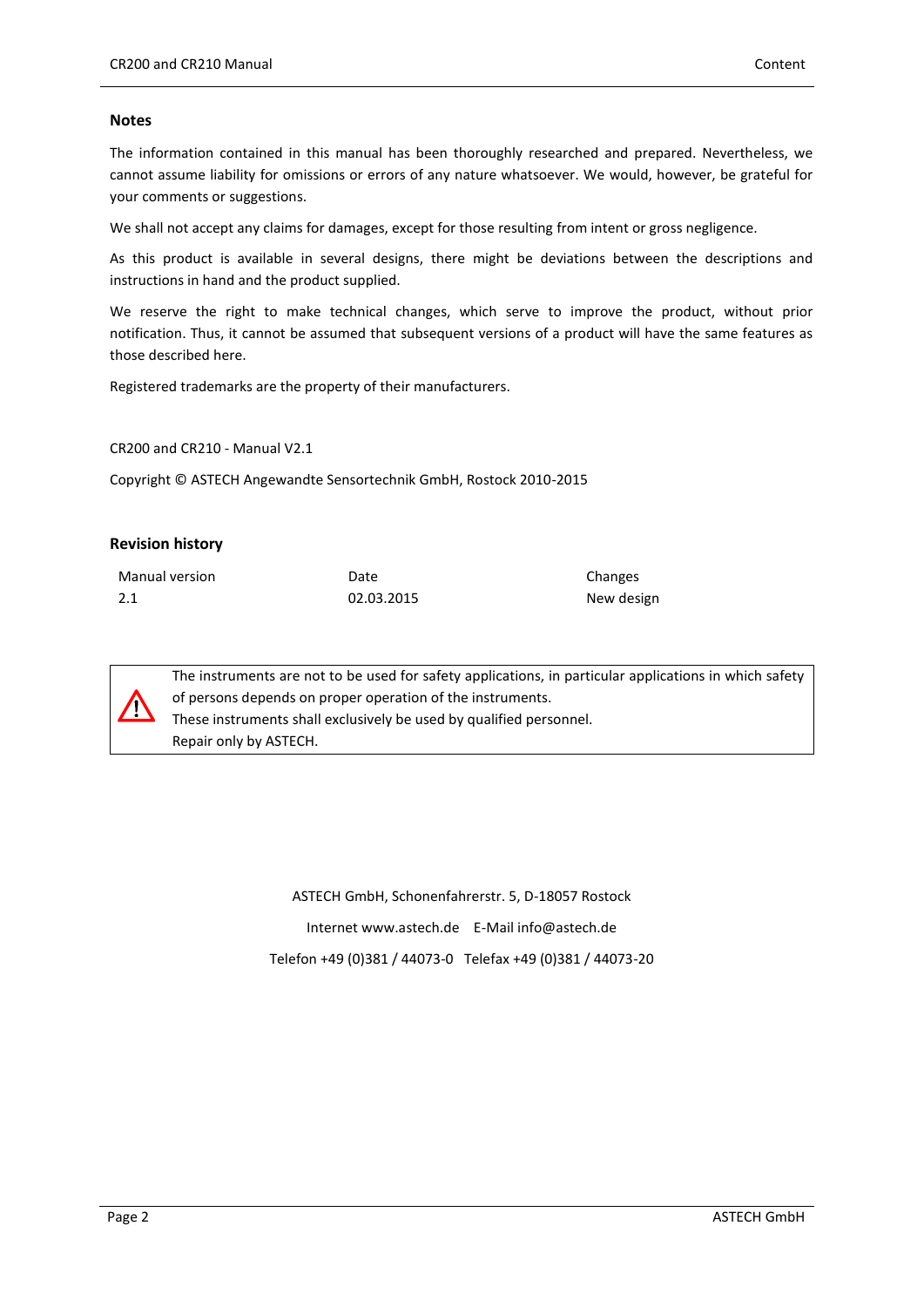## Notes

The information contained in this manual has been thoroughly researched and prepared. Nevertheless, we cannot assume liability for omissions or errors of any nature whatsoever. We would, however, be grateful for your comments or suggestions.

We shall not accept any claims for damages, except for those resulting from intent or gross negligence.

As this product is available in several designs, there might be deviations between the descriptions and instructions in hand and the product supplied.

We reserve the right to make technical changes, which serve to improve the product, without prior notification. Thus, it cannot be assumed that subsequent versions of a product will have the same features as those described here.

Registered trademarks are the property of their manufacturers.

CR200 and CR210 - Manual V2.1

Copyright © ASTECH Angewandte Sensortechnik GmbH, Rostock 2010-2015

## Revision history

| Manual version | Date | Changes |
| --- | --- | --- |
| 2.1 | 02.03.2015 | New design |

⚠ The instruments are not to be used for safety applications, in particular applications in which safety of persons depends on proper operation of the instruments.
These instruments shall exclusively be used by qualified personnel.
Repair only by ASTECH.

ASTECH GmbH, Schonenfahrerstr. 5, D-18057 Rostock

Internet www.astech.de E-Mail info@astech.de

Telefon +49 (0)381 / 44073-0 Telefax +49 (0)381 / 44073-20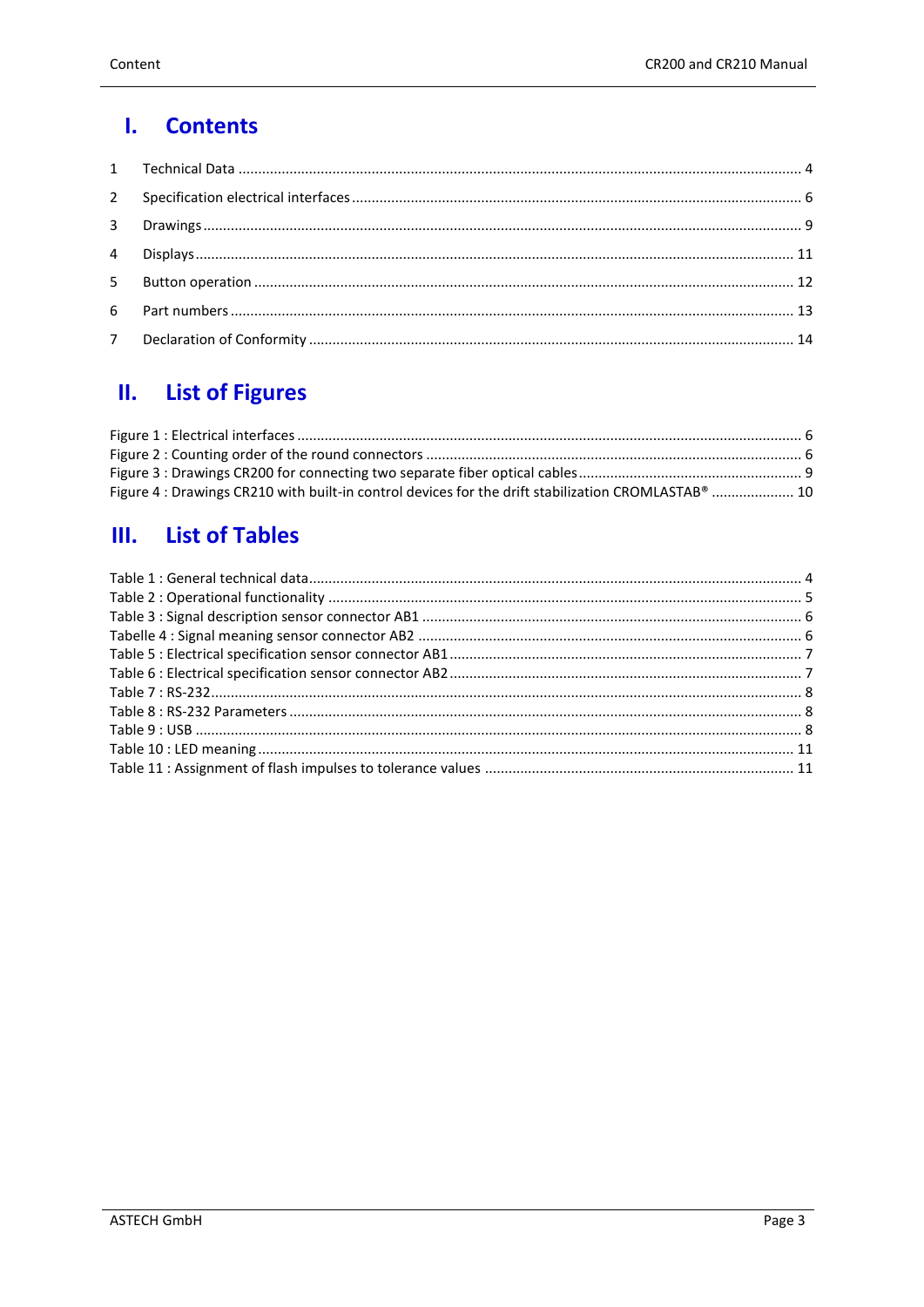# I. Contents

1 Technical Data ........ 4

2 Specification electrical interfaces ........ 6

3 Drawings ........ 9

4 Displays ........ 11

5 Button operation ........ 12

6 Part numbers ........ 13

7 Declaration of Conformity ........ 14

# II. List of Figures

Figure 1 : Electrical interfaces ........ 6
Figure 2 : Counting order of the round connectors ........ 6
Figure 3 : Drawings CR200 for connecting two separate fiber optical cables ........ 9
Figure 4 : Drawings CR210 with built-in control devices for the drift stabilization CROMLASTAB® ........ 10

# III. List of Tables

Table 1 : General technical data ........ 4
Table 2 : Operational functionality ........ 5
Table 3 : Signal description sensor connector AB1 ........ 6
Tabelle 4 : Signal meaning sensor connector AB2 ........ 6
Table 5 : Electrical specification sensor connector AB1 ........ 7
Table 6 : Electrical specification sensor connector AB2 ........ 7
Table 7 : RS-232 ........ 8
Table 8 : RS-232 Parameters ........ 8
Table 9 : USB ........ 8
Table 10 : LED meaning ........ 11
Table 11 : Assignment of flash impulses to tolerance values ........ 11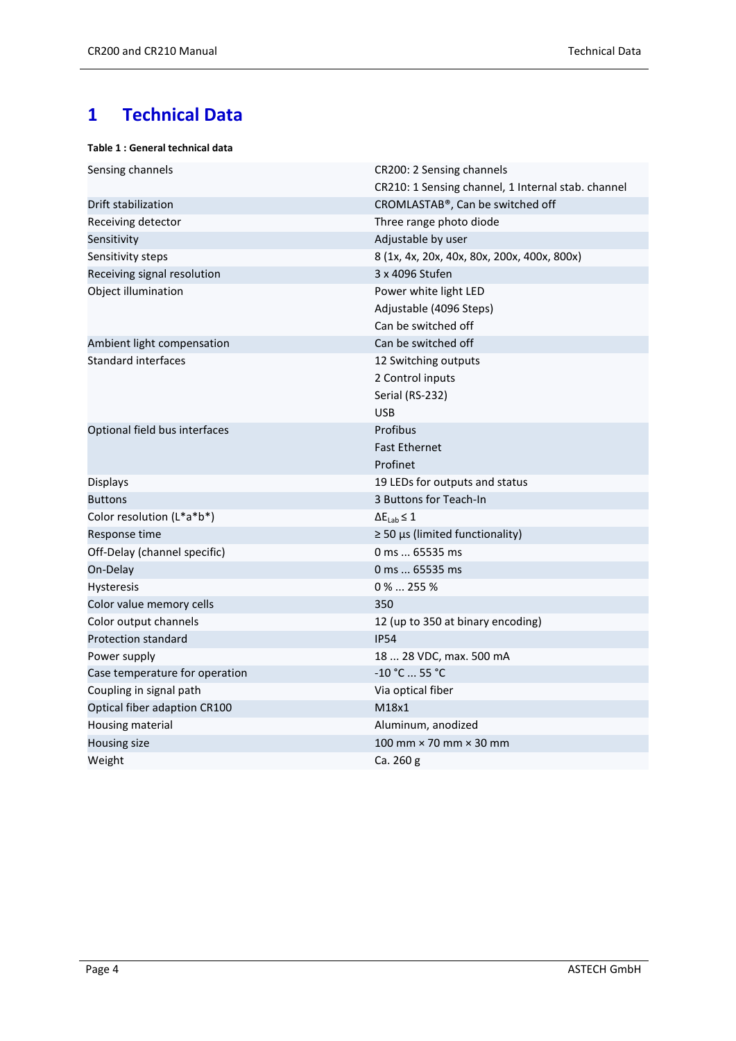# 1 Technical Data

**Table 1 : General technical data**

| | |
|---|---|
| Sensing channels | CR200: 2 Sensing channels<br>CR210: 1 Sensing channel, 1 Internal stab. channel |
| Drift stabilization | CROMLASTAB®, Can be switched off |
| Receiving detector | Three range photo diode |
| Sensitivity | Adjustable by user |
| Sensitivity steps | 8 (1x, 4x, 20x, 40x, 80x, 200x, 400x, 800x) |
| Receiving signal resolution | 3 x 4096 Stufen |
| Object illumination | Power white light LED<br>Adjustable (4096 Steps)<br>Can be switched off |
| Ambient light compensation | Can be switched off |
| Standard interfaces | 12 Switching outputs<br>2 Control inputs<br>Serial (RS-232)<br>USB |
| Optional field bus interfaces | Profibus<br>Fast Ethernet<br>Profinet |
| Displays | 19 LEDs for outputs and status |
| Buttons | 3 Buttons for Teach-In |
| Color resolution (L*a*b*) | $\Delta E_{Lab} \leq 1$ |
| Response time | ≥ 50 µs (limited functionality) |
| Off-Delay (channel specific) | 0 ms ... 65535 ms |
| On-Delay | 0 ms ... 65535 ms |
| Hysteresis | 0 % ... 255 % |
| Color value memory cells | 350 |
| Color output channels | 12 (up to 350 at binary encoding) |
| Protection standard | IP54 |
| Power supply | 18 ... 28 VDC, max. 500 mA |
| Case temperature for operation | -10 °C ... 55 °C |
| Coupling in signal path | Via optical fiber |
| Optical fiber adaption CR100 | M18x1 |
| Housing material | Aluminum, anodized |
| Housing size | 100 mm × 70 mm × 30 mm |
| Weight | Ca. 260 g |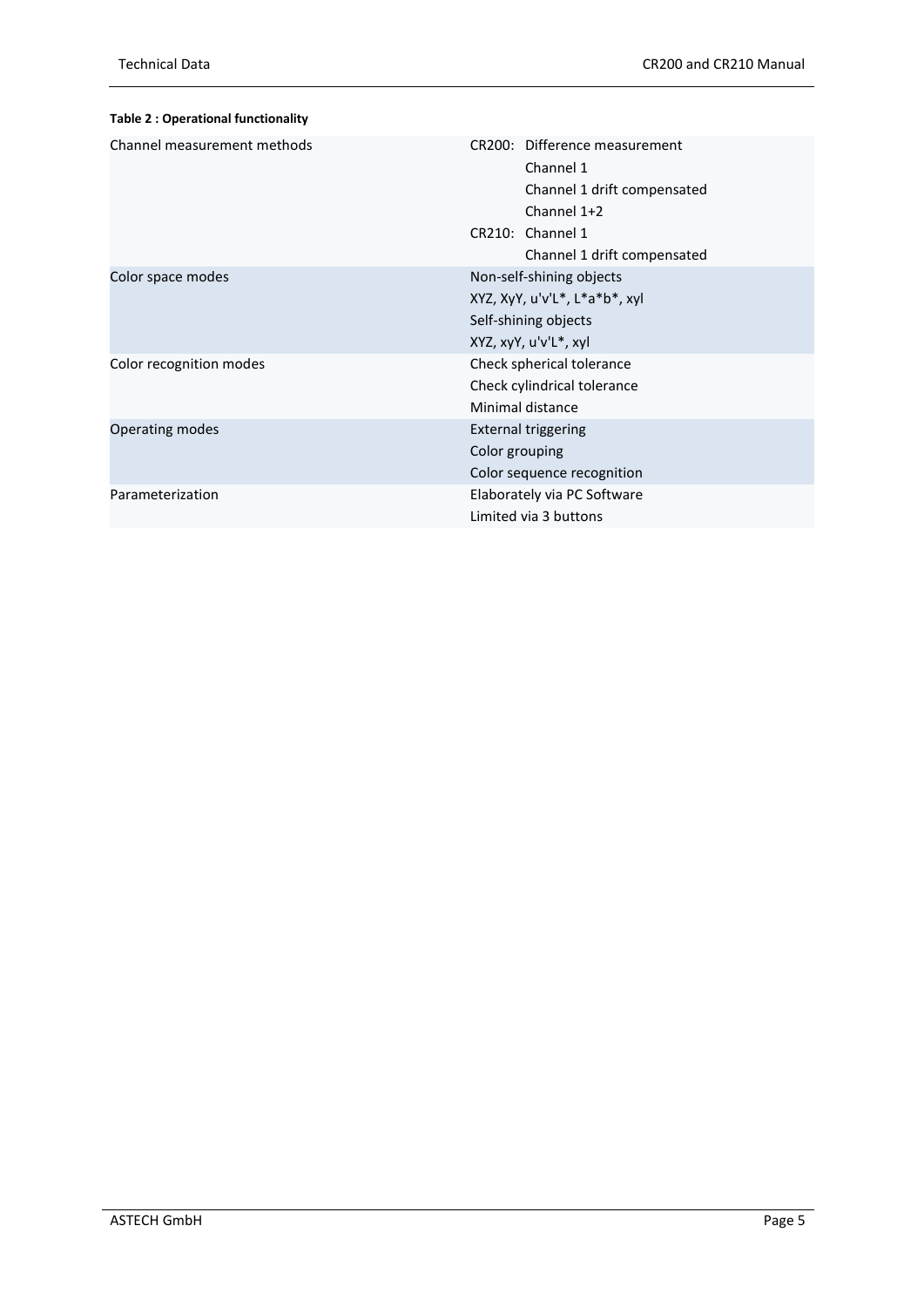**Table 2 : Operational functionality**

| | |
|---|---|
| Channel measurement methods | CR200: Difference measurement<br>Channel 1<br>Channel 1 drift compensated<br>Channel 1+2<br>CR210: Channel 1<br>Channel 1 drift compensated |
| Color space modes | Non-self-shining objects<br>XYZ, XyY, u'v'L*, L*a*b*, xyl<br>Self-shining objects<br>XYZ, xyY, u'v'L*, xyl |
| Color recognition modes | Check spherical tolerance<br>Check cylindrical tolerance<br>Minimal distance |
| Operating modes | External triggering<br>Color grouping<br>Color sequence recognition |
| Parameterization | Elaborately via PC Software<br>Limited via 3 buttons |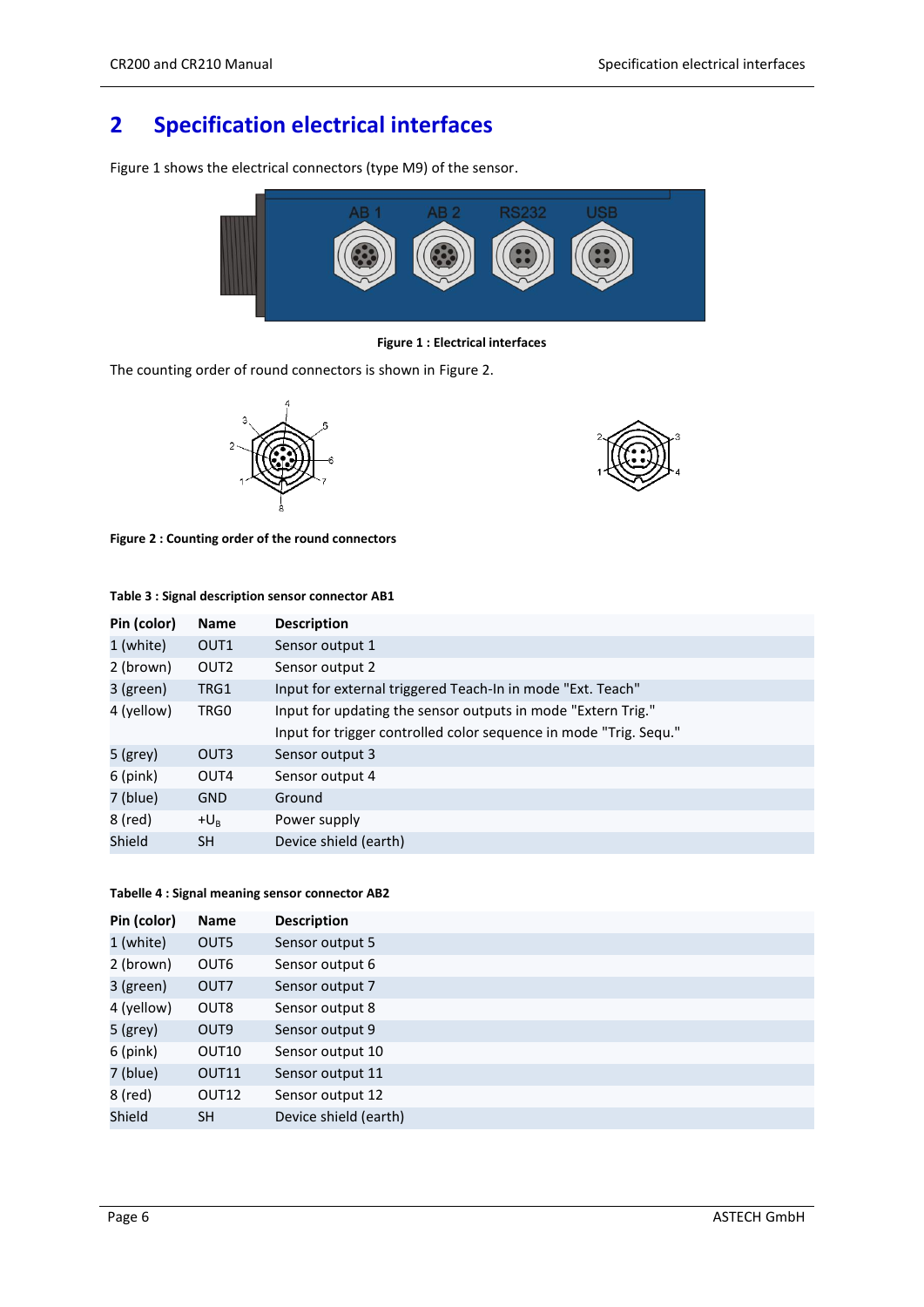# 2 Specification electrical interfaces

Figure 1 shows the electrical connectors (type M9) of the sensor.

**Figure 1 : Electrical interfaces**

The counting order of round connectors is shown in Figure 2.

**Figure 2 : Counting order of the round connectors**

**Table 3 : Signal description sensor connector AB1**

| Pin (color) | Name | Description |
|---|---|---|
| 1 (white) | OUT1 | Sensor output 1 |
| 2 (brown) | OUT2 | Sensor output 2 |
| 3 (green) | TRG1 | Input for external triggered Teach-In in mode "Ext. Teach" |
| 4 (yellow) | TRG0 | Input for updating the sensor outputs in mode "Extern Trig." Input for trigger controlled color sequence in mode "Trig. Sequ." |
| 5 (grey) | OUT3 | Sensor output 3 |
| 6 (pink) | OUT4 | Sensor output 4 |
| 7 (blue) | GND | Ground |
| 8 (red) | $+U_B$ | Power supply |
| Shield | SH | Device shield (earth) |

**Tabelle 4 : Signal meaning sensor connector AB2**

| Pin (color) | Name | Description |
|---|---|---|
| 1 (white) | OUT5 | Sensor output 5 |
| 2 (brown) | OUT6 | Sensor output 6 |
| 3 (green) | OUT7 | Sensor output 7 |
| 4 (yellow) | OUT8 | Sensor output 8 |
| 5 (grey) | OUT9 | Sensor output 9 |
| 6 (pink) | OUT10 | Sensor output 10 |
| 7 (blue) | OUT11 | Sensor output 11 |
| 8 (red) | OUT12 | Sensor output 12 |
| Shield | SH | Device shield (earth) |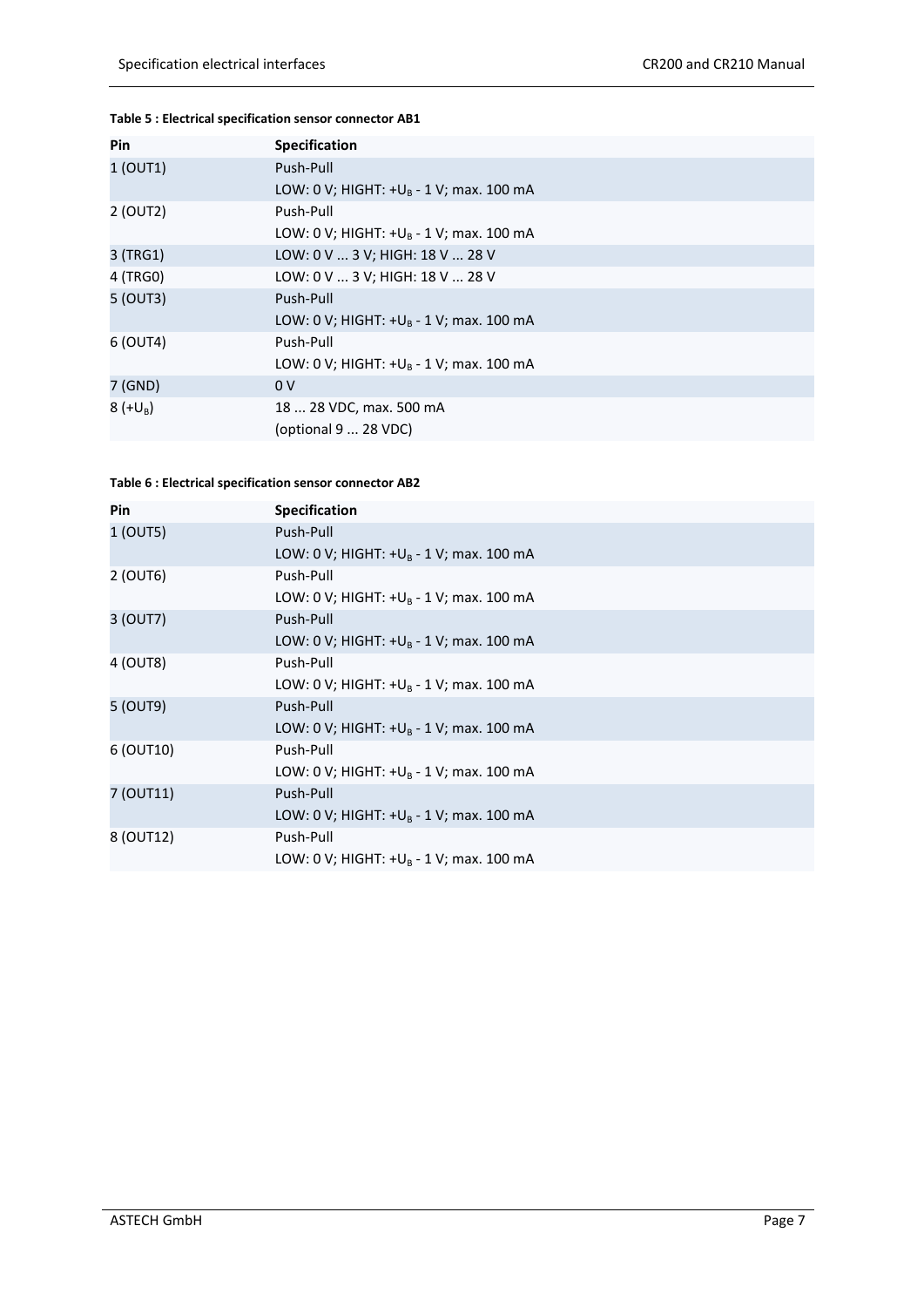**Table 5 : Electrical specification sensor connector AB1**

| Pin | Specification |
| --- | --- |
| 1 (OUT1) | Push-Pull<br>LOW: 0 V; HIGHT: $+U_B$ - 1 V; max. 100 mA |
| 2 (OUT2) | Push-Pull<br>LOW: 0 V; HIGHT: $+U_B$ - 1 V; max. 100 mA |
| 3 (TRG1) | LOW: 0 V ... 3 V; HIGH: 18 V ... 28 V |
| 4 (TRG0) | LOW: 0 V ... 3 V; HIGH: 18 V ... 28 V |
| 5 (OUT3) | Push-Pull<br>LOW: 0 V; HIGHT: $+U_B$ - 1 V; max. 100 mA |
| 6 (OUT4) | Push-Pull<br>LOW: 0 V; HIGHT: $+U_B$ - 1 V; max. 100 mA |
| 7 (GND) | 0 V |
| 8 ($+U_B$) | 18 ... 28 VDC, max. 500 mA<br>(optional 9 ... 28 VDC) |

**Table 6 : Electrical specification sensor connector AB2**

| Pin | Specification |
| --- | --- |
| 1 (OUT5) | Push-Pull<br>LOW: 0 V; HIGHT: $+U_B$ - 1 V; max. 100 mA |
| 2 (OUT6) | Push-Pull<br>LOW: 0 V; HIGHT: $+U_B$ - 1 V; max. 100 mA |
| 3 (OUT7) | Push-Pull<br>LOW: 0 V; HIGHT: $+U_B$ - 1 V; max. 100 mA |
| 4 (OUT8) | Push-Pull<br>LOW: 0 V; HIGHT: $+U_B$ - 1 V; max. 100 mA |
| 5 (OUT9) | Push-Pull<br>LOW: 0 V; HIGHT: $+U_B$ - 1 V; max. 100 mA |
| 6 (OUT10) | Push-Pull<br>LOW: 0 V; HIGHT: $+U_B$ - 1 V; max. 100 mA |
| 7 (OUT11) | Push-Pull<br>LOW: 0 V; HIGHT: $+U_B$ - 1 V; max. 100 mA |
| 8 (OUT12) | Push-Pull<br>LOW: 0 V; HIGHT: $+U_B$ - 1 V; max. 100 mA |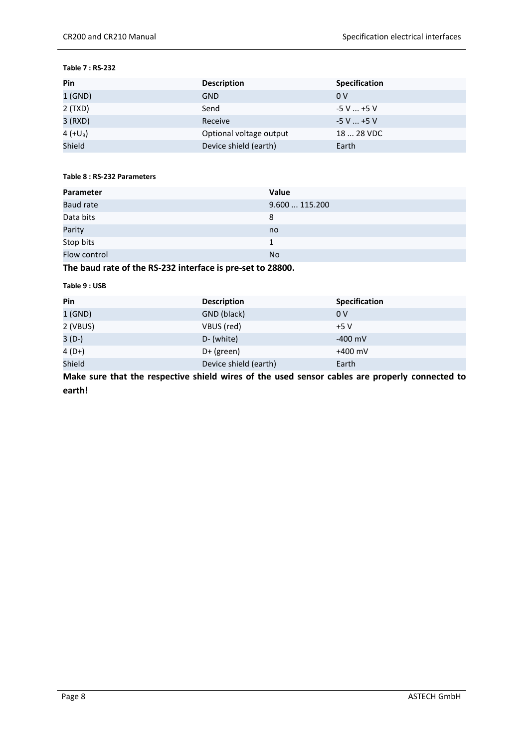**Table 7 : RS-232**

| Pin | Description | Specification |
|---|---|---|
| 1 (GND) | GND | 0 V |
| 2 (TXD) | Send | -5 V ... +5 V |
| 3 (RXD) | Receive | -5 V ... +5 V |
| 4 (+$U_B$) | Optional voltage output | 18 ... 28 VDC |
| Shield | Device shield (earth) | Earth |

**Table 8 : RS-232 Parameters**

| Parameter | Value |
|---|---|
| Baud rate | 9.600 ... 115.200 |
| Data bits | 8 |
| Parity | no |
| Stop bits | 1 |
| Flow control | No |

**The baud rate of the RS-232 interface is pre-set to 28800.**

**Table 9 : USB**

| Pin | Description | Specification |
|---|---|---|
| 1 (GND) | GND (black) | 0 V |
| 2 (VBUS) | VBUS (red) | +5 V |
| 3 (D-) | D- (white) | -400 mV |
| 4 (D+) | D+ (green) | +400 mV |
| Shield | Device shield (earth) | Earth |

**Make sure that the respective shield wires of the used sensor cables are properly connected to earth!**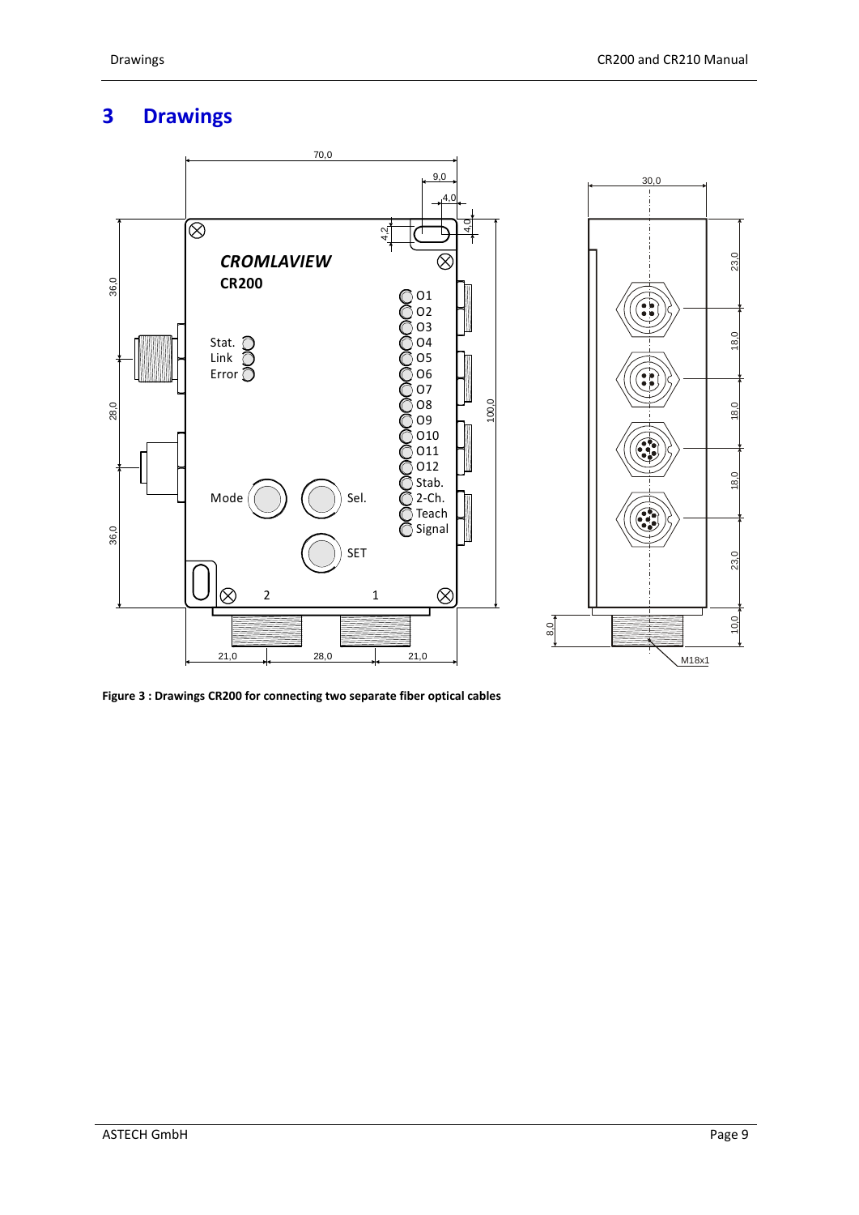# 3 Drawings

**Figure 3 : Drawings CR200 for connecting two separate fiber optical cables**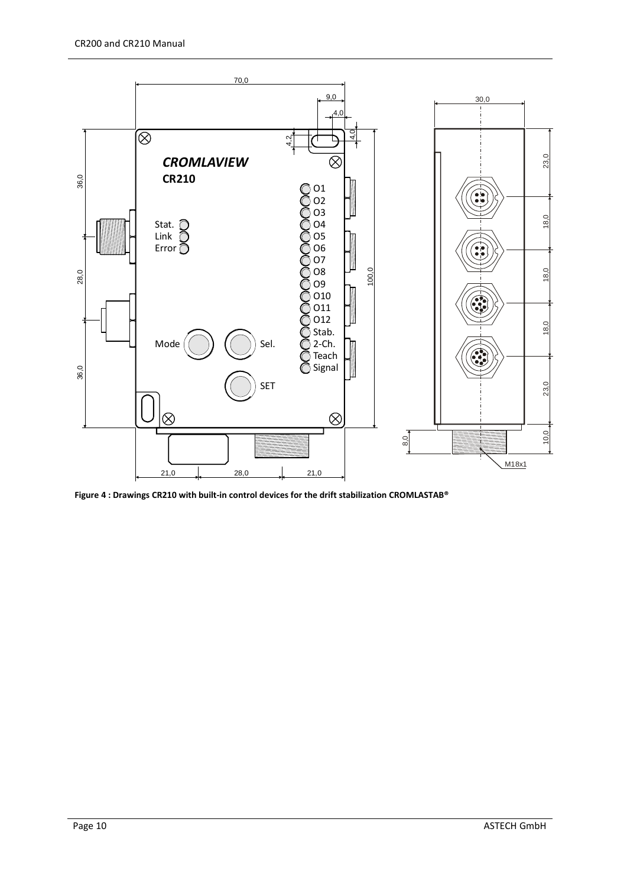**Figure 4 : Drawings CR210 with built-in control devices for the drift stabilization CROMLASTAB®**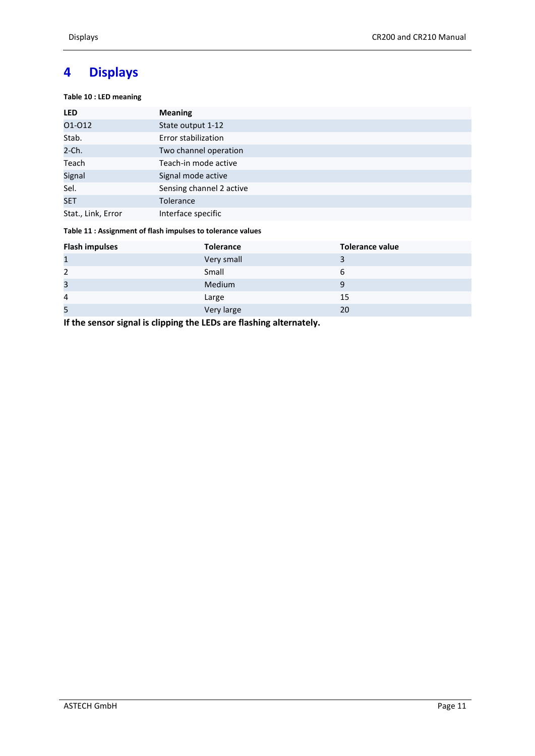# 4 Displays

**Table 10 : LED meaning**

| LED | Meaning |
| --- | --- |
| O1-O12 | State output 1-12 |
| Stab. | Error stabilization |
| 2-Ch. | Two channel operation |
| Teach | Teach-in mode active |
| Signal | Signal mode active |
| Sel. | Sensing channel 2 active |
| SET | Tolerance |
| Stat., Link, Error | Interface specific |

**Table 11 : Assignment of flash impulses to tolerance values**

| Flash impulses | Tolerance | Tolerance value |
| --- | --- | --- |
| 1 | Very small | 3 |
| 2 | Small | 6 |
| 3 | Medium | 9 |
| 4 | Large | 15 |
| 5 | Very large | 20 |

**If the sensor signal is clipping the LEDs are flashing alternately.**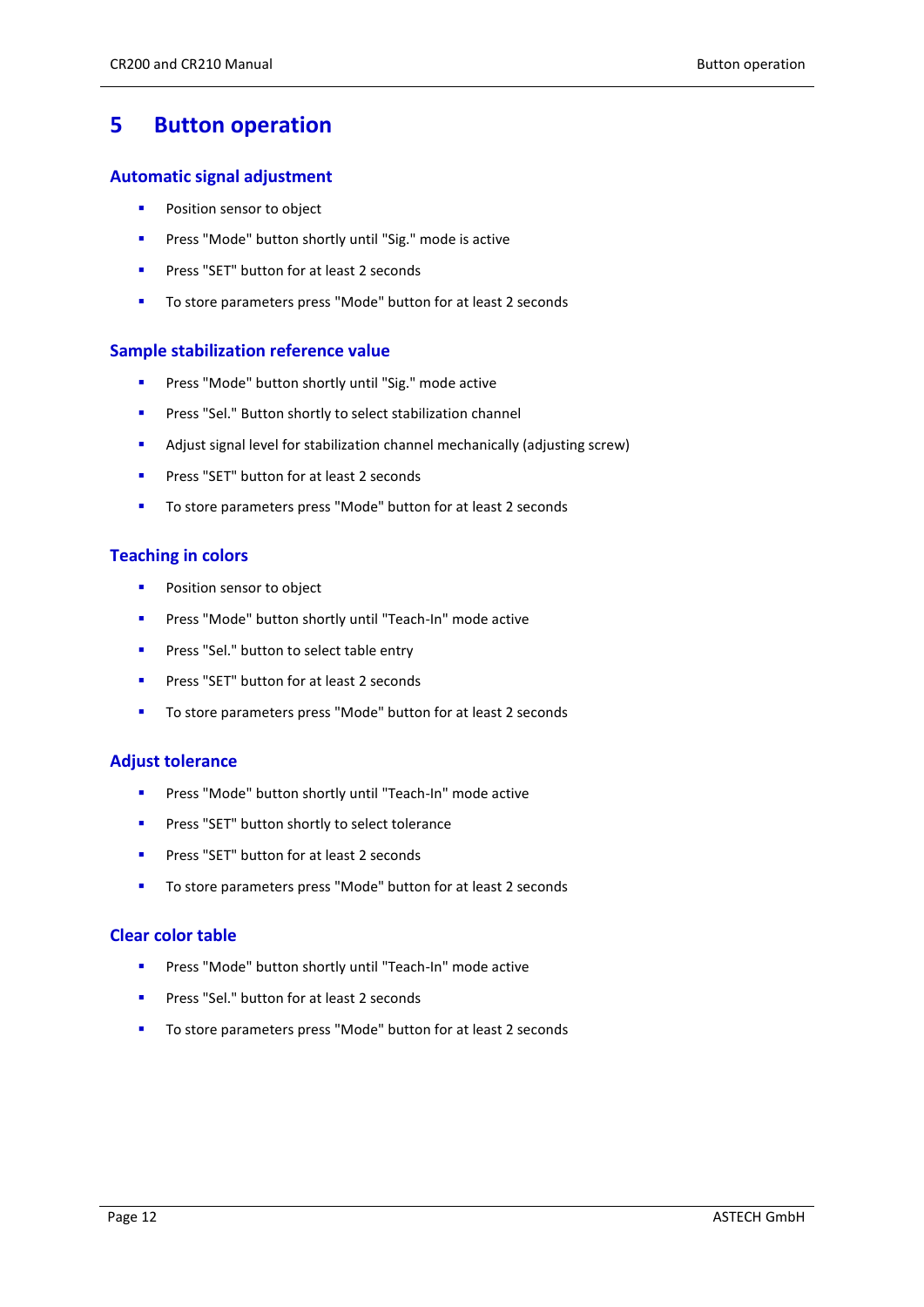# 5 Button operation

## Automatic signal adjustment

- Position sensor to object
- Press "Mode" button shortly until "Sig." mode is active
- Press "SET" button for at least 2 seconds
- To store parameters press "Mode" button for at least 2 seconds

## Sample stabilization reference value

- Press "Mode" button shortly until "Sig." mode active
- Press "Sel." Button shortly to select stabilization channel
- Adjust signal level for stabilization channel mechanically (adjusting screw)
- Press "SET" button for at least 2 seconds
- To store parameters press "Mode" button for at least 2 seconds

## Teaching in colors

- Position sensor to object
- Press "Mode" button shortly until "Teach-In" mode active
- Press "Sel." button to select table entry
- Press "SET" button for at least 2 seconds
- To store parameters press "Mode" button for at least 2 seconds

## Adjust tolerance

- Press "Mode" button shortly until "Teach-In" mode active
- Press "SET" button shortly to select tolerance
- Press "SET" button for at least 2 seconds
- To store parameters press "Mode" button for at least 2 seconds

## Clear color table

- Press "Mode" button shortly until "Teach-In" mode active
- Press "Sel." button for at least 2 seconds
- To store parameters press "Mode" button for at least 2 seconds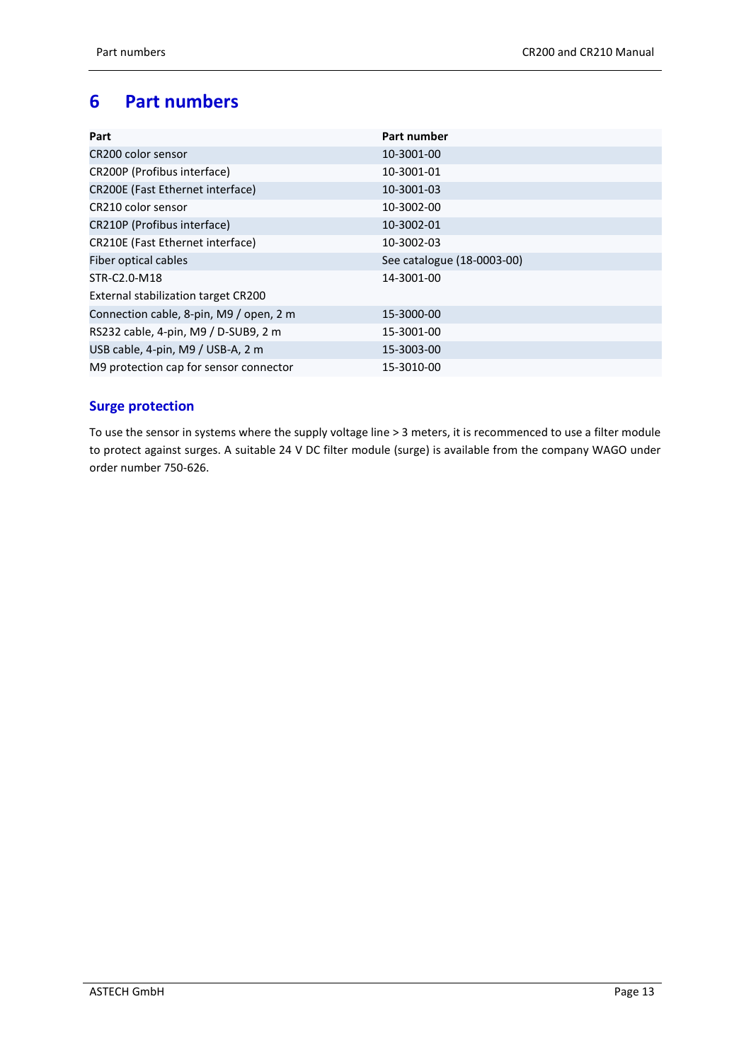# 6 Part numbers

| Part | Part number |
|---|---|
| CR200 color sensor | 10-3001-00 |
| CR200P (Profibus interface) | 10-3001-01 |
| CR200E (Fast Ethernet interface) | 10-3001-03 |
| CR210 color sensor | 10-3002-00 |
| CR210P (Profibus interface) | 10-3002-01 |
| CR210E (Fast Ethernet interface) | 10-3002-03 |
| Fiber optical cables | See catalogue (18-0003-00) |
| STR-C2.0-M18<br>External stabilization target CR200 | 14-3001-00 |
| Connection cable, 8-pin, M9 / open, 2 m | 15-3000-00 |
| RS232 cable, 4-pin, M9 / D-SUB9, 2 m | 15-3001-00 |
| USB cable, 4-pin, M9 / USB-A, 2 m | 15-3003-00 |
| M9 protection cap for sensor connector | 15-3010-00 |

## Surge protection

To use the sensor in systems where the supply voltage line > 3 meters, it is recommenced to use a filter module to protect against surges. A suitable 24 V DC filter module (surge) is available from the company WAGO under order number 750-626.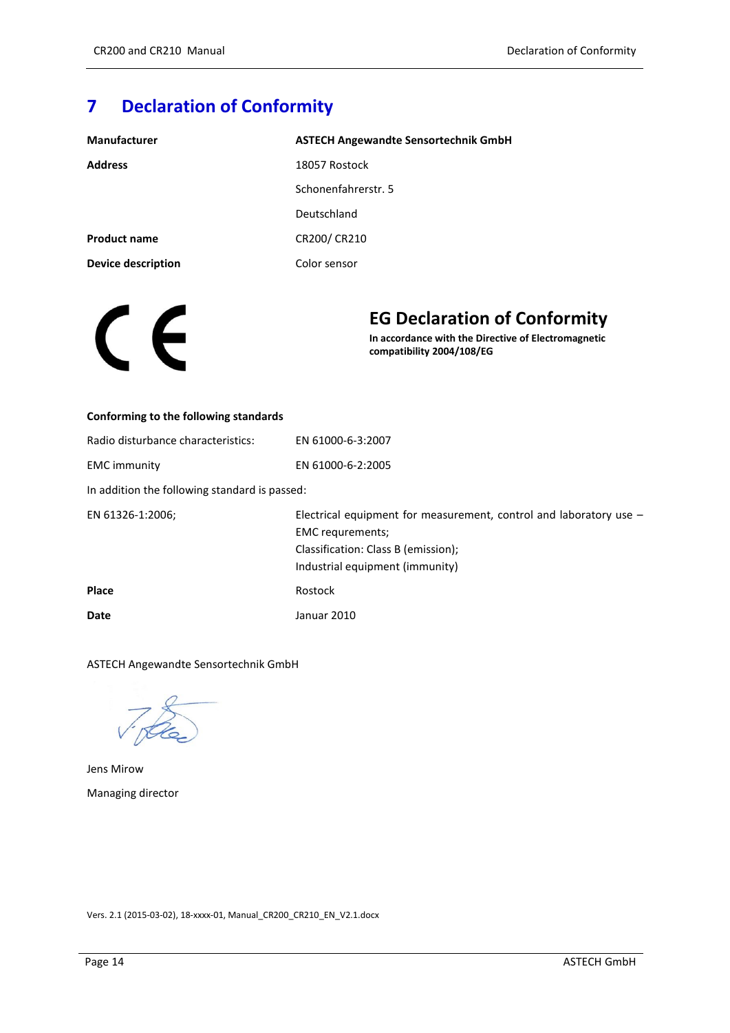# 7 Declaration of Conformity

| | |
|---|---|
| **Manufacturer** | **ASTECH Angewandte Sensortechnik GmbH** |
| **Address** | 18057 Rostock |
| | Schonenfahrerstr. 5 |
| | Deutschland |
| **Product name** | CR200/ CR210 |
| **Device description** | Color sensor |

CE

## EG Declaration of Conformity

**In accordance with the Directive of Electromagnetic compatibility 2004/108/EG**

**Conforming to the following standards**

| | |
|---|---|
| Radio disturbance characteristics: | EN 61000-6-3:2007 |
| EMC immunity | EN 61000-6-2:2005 |

In addition the following standard is passed:

| | |
|---|---|
| EN 61326-1:2006; | Electrical equipment for measurement, control and laboratory use – EMC requrements;<br>Classification: Class B (emission);<br>Industrial equipment (immunity) |
| **Place** | Rostock |
| **Date** | Januar 2010 |

ASTECH Angewandte Sensortechnik GmbH

Jens Mirow

Managing director

Vers. 2.1 (2015-03-02), 18-xxxx-01, Manual_CR200_CR210_EN_V2.1.docx